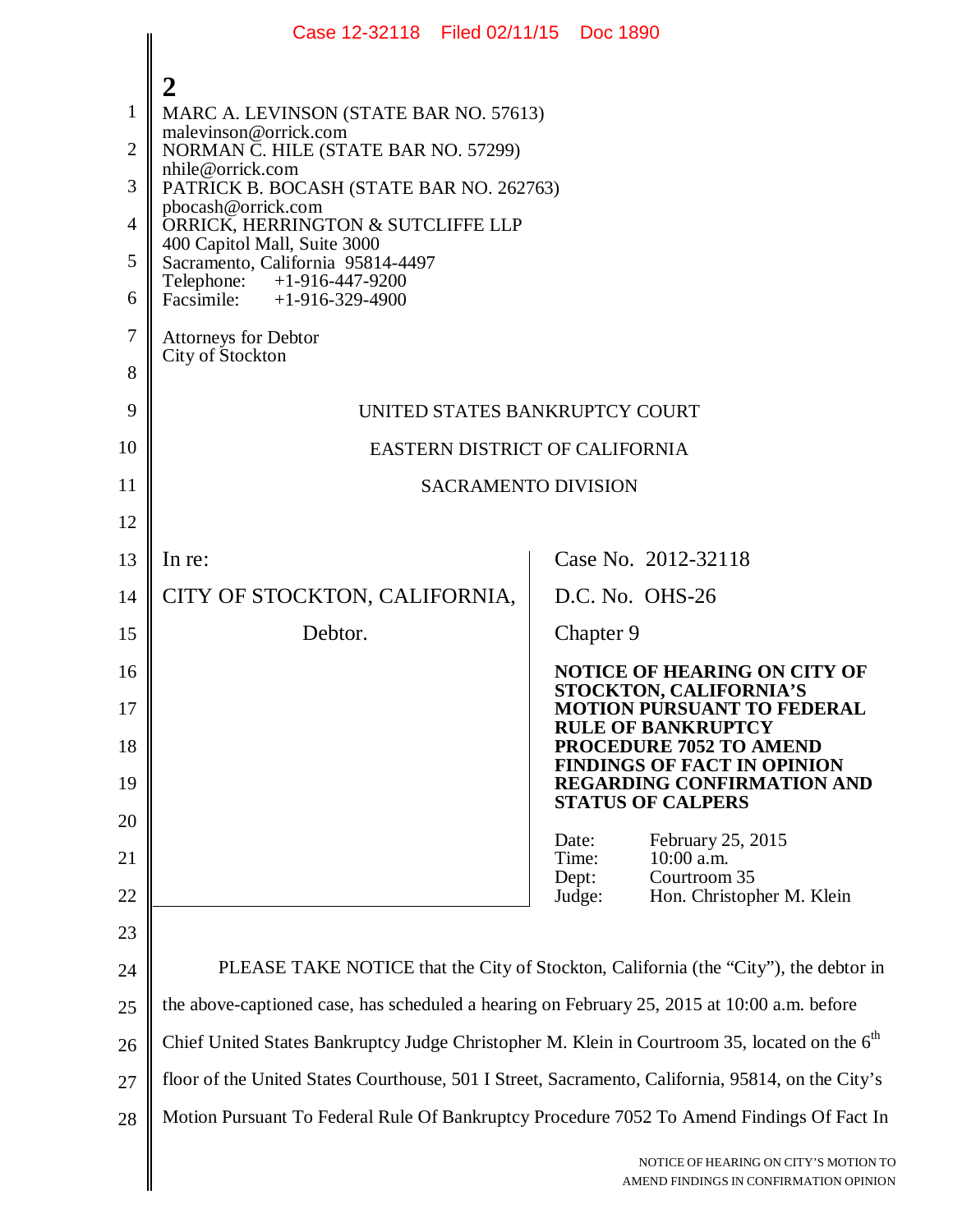**2**

MARC A. LEVINSON (STATE BAR NO. 57613)
malevinson@orrick.com
NORMAN C. HILE (STATE BAR NO. 57299)
nhile@orrick.com
PATRICK B. BOCASH (STATE BAR NO. 262763)
pbocash@orrick.com
ORRICK, HERRINGTON & SUTCLIFFE LLP
400 Capitol Mall, Suite 3000
Sacramento, California 95814-4497
Telephone: +1-916-447-9200
Facsimile: +1-916-329-4900

Attorneys for Debtor
City of Stockton

UNITED STATES BANKRUPTCY COURT

EASTERN DISTRICT OF CALIFORNIA

SACRAMENTO DIVISION

| | |
|---|---|
| In re:<br><br>CITY OF STOCKTON, CALIFORNIA,<br><br>Debtor. | Case No. 2012-32118<br><br>D.C. No. OHS-26<br><br>Chapter 9<br><br>**NOTICE OF HEARING ON CITY OF STOCKTON, CALIFORNIA'S MOTION PURSUANT TO FEDERAL RULE OF BANKRUPTCY PROCEDURE 7052 TO AMEND FINDINGS OF FACT IN OPINION REGARDING CONFIRMATION AND STATUS OF CALPERS**<br><br>Date: February 25, 2015<br>Time: 10:00 a.m.<br>Dept: Courtroom 35<br>Judge: Hon. Christopher M. Klein |

PLEASE TAKE NOTICE that the City of Stockton, California (the "City"), the debtor in the above-captioned case, has scheduled a hearing on February 25, 2015 at 10:00 a.m. before Chief United States Bankruptcy Judge Christopher M. Klein in Courtroom 35, located on the 6th floor of the United States Courthouse, 501 I Street, Sacramento, California, 95814, on the City's Motion Pursuant To Federal Rule Of Bankruptcy Procedure 7052 To Amend Findings Of Fact In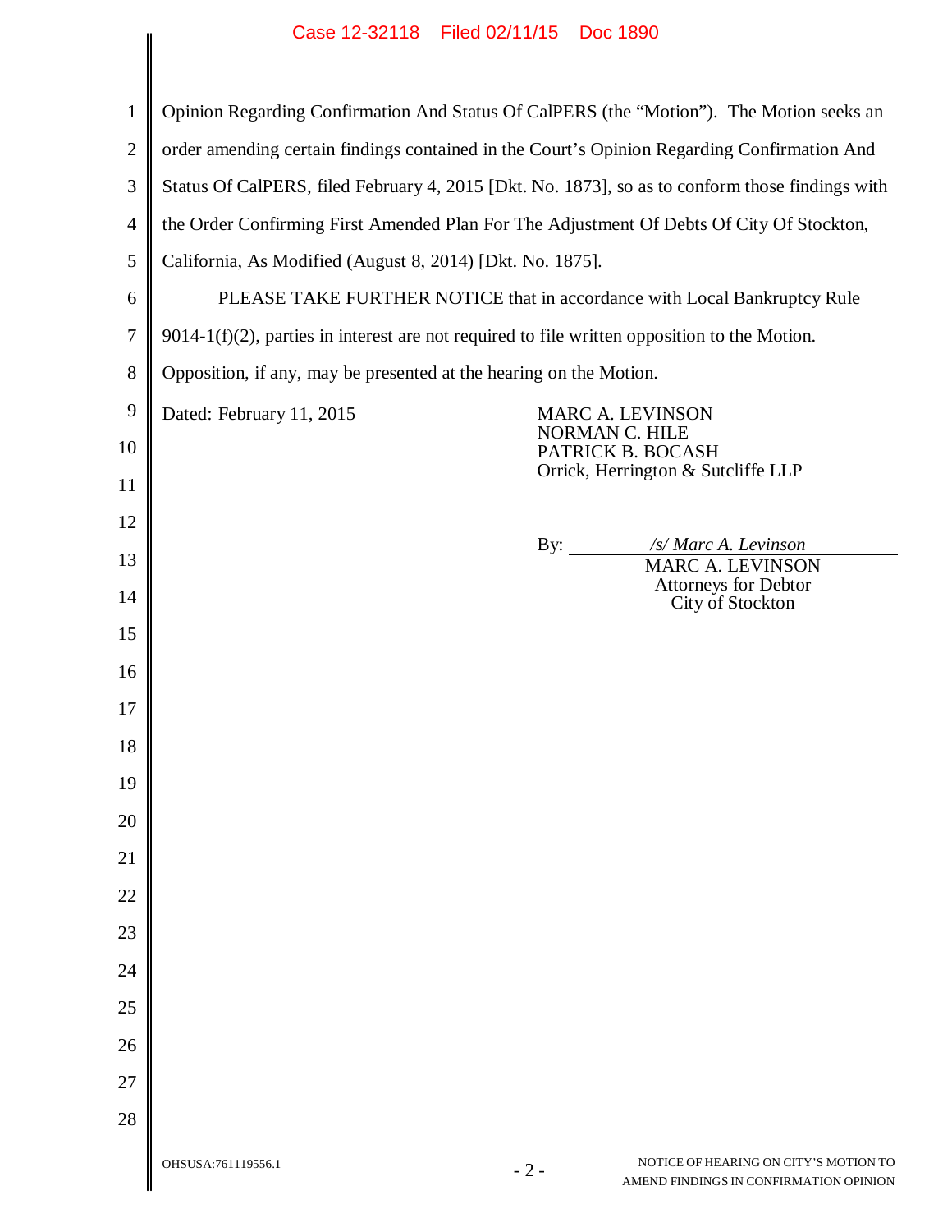Opinion Regarding Confirmation And Status Of CalPERS (the "Motion"). The Motion seeks an order amending certain findings contained in the Court's Opinion Regarding Confirmation And Status Of CalPERS, filed February 4, 2015 [Dkt. No. 1873], so as to conform those findings with the Order Confirming First Amended Plan For The Adjustment Of Debts Of City Of Stockton, California, As Modified (August 8, 2014) [Dkt. No. 1875].

PLEASE TAKE FURTHER NOTICE that in accordance with Local Bankruptcy Rule 9014-1(f)(2), parties in interest are not required to file written opposition to the Motion. Opposition, if any, may be presented at the hearing on the Motion.

Dated: February 11, 2015

MARC A. LEVINSON
NORMAN C. HILE
PATRICK B. BOCASH
Orrick, Herrington & Sutcliffe LLP

By: */s/ Marc A. Levinson*
MARC A. LEVINSON
Attorneys for Debtor
City of Stockton